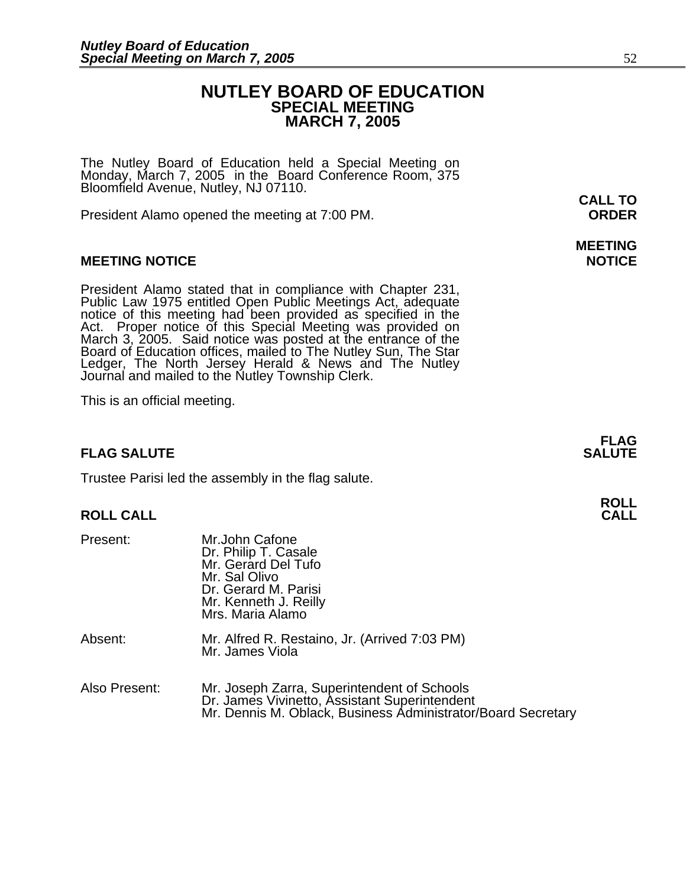# NUTLEY BOARD OF EDUCATION
## SPECIAL MEETING
## MARCH 7, 2005

The Nutley Board of Education held a Special Meeting on Monday, March 7, 2005 in the Board Conference Room, 375 Bloomfield Avenue, Nutley, NJ 07110.

**CALL TO ORDER**

President Alamo opened the meeting at 7:00 PM.

**MEETING NOTICE**

President Alamo stated that in compliance with Chapter 231, Public Law 1975 entitled Open Public Meetings Act, adequate notice of this meeting had been provided as specified in the Act. Proper notice of this Special Meeting was provided on March 3, 2005. Said notice was posted at the entrance of the Board of Education offices, mailed to The Nutley Sun, The Star Ledger, The North Jersey Herald & News and The Nutley Journal and mailed to the Nutley Township Clerk.

This is an official meeting.

**FLAG SALUTE**

Trustee Parisi led the assembly in the flag salute.

**ROLL CALL**

| | |
|---|---|
| Present: | Mr.John Cafone<br>Dr. Philip T. Casale<br>Mr. Gerard Del Tufo<br>Mr. Sal Olivo<br>Dr. Gerard M. Parisi<br>Mr. Kenneth J. Reilly<br>Mrs. Maria Alamo |
| Absent: | Mr. Alfred R. Restaino, Jr. (Arrived 7:03 PM)<br>Mr. James Viola |
| Also Present: | Mr. Joseph Zarra, Superintendent of Schools<br>Dr. James Vivinetto, Assistant Superintendent<br>Mr. Dennis M. Oblack, Business Administrator/Board Secretary |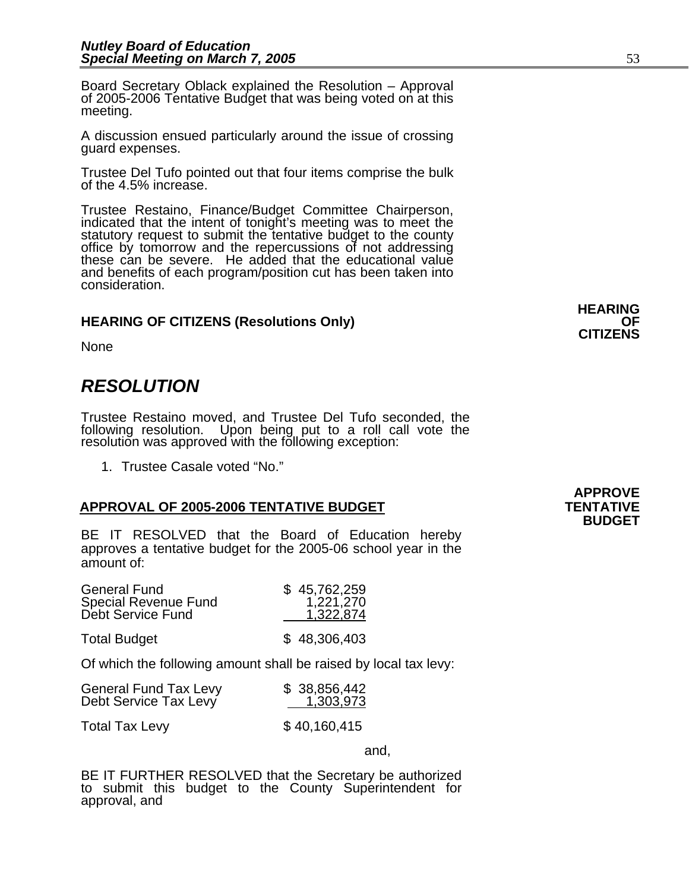Board Secretary Oblack explained the Resolution – Approval of 2005-2006 Tentative Budget that was being voted on at this meeting.

A discussion ensued particularly around the issue of crossing guard expenses.

Trustee Del Tufo pointed out that four items comprise the bulk of the 4.5% increase.

Trustee Restaino, Finance/Budget Committee Chairperson, indicated that the intent of tonight's meeting was to meet the statutory request to submit the tentative budget to the county office by tomorrow and the repercussions of not addressing these can be severe. He added that the educational value and benefits of each program/position cut has been taken into consideration.

**HEARING OF CITIZENS**

**HEARING OF CITIZENS (Resolutions Only)**

None

## *RESOLUTION*

Trustee Restaino moved, and Trustee Del Tufo seconded, the following resolution. Upon being put to a roll call vote the resolution was approved with the following exception:

1. Trustee Casale voted "No."

**APPROVE TENTATIVE BUDGET**

**APPROVAL OF 2005-2006 TENTATIVE BUDGET**

BE IT RESOLVED that the Board of Education hereby approves a tentative budget for the 2005-06 school year in the amount of:

| | |
|---|---|
| General Fund | \$ 45,762,259 |
| Special Revenue Fund | 1,221,270 |
| Debt Service Fund | 1,322,874 |
| Total Budget | \$ 48,306,403 |

Of which the following amount shall be raised by local tax levy:

| | |
|---|---|
| General Fund Tax Levy | \$ 38,856,442 |
| Debt Service Tax Levy | 1,303,973 |
| Total Tax Levy | \$ 40,160,415 |

and,

BE IT FURTHER RESOLVED that the Secretary be authorized to submit this budget to the County Superintendent for approval, and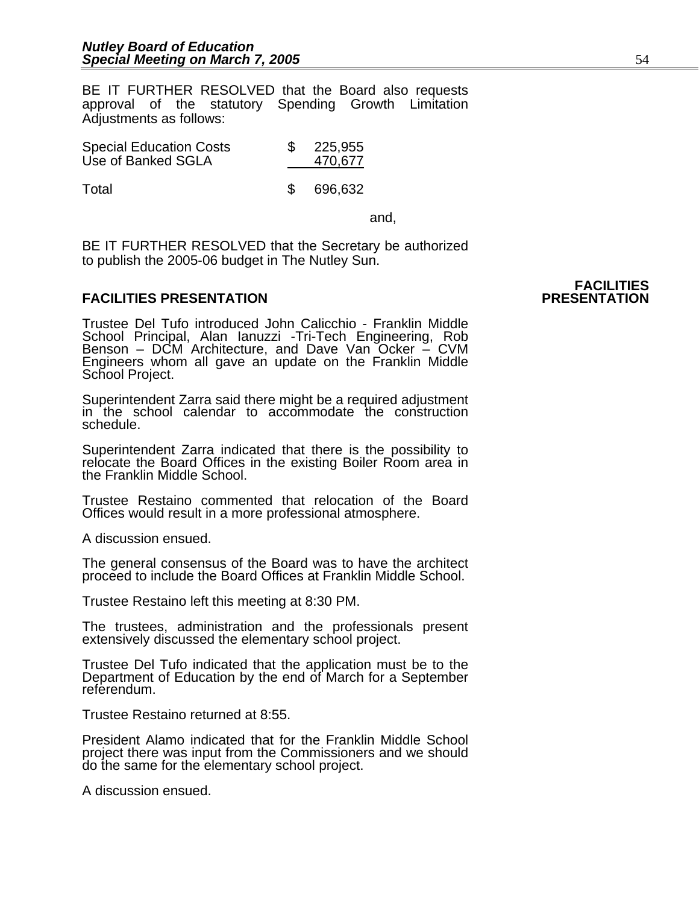BE IT FURTHER RESOLVED that the Board also requests approval of the statutory Spending Growth Limitation Adjustments as follows:

| | | |
|---|---|---|
| Special Education Costs | $ | 225,955 |
| Use of Banked SGLA | | 470,677 |
| Total | $ | 696,632 |

and,

BE IT FURTHER RESOLVED that the Secretary be authorized to publish the 2005-06 budget in The Nutley Sun.

## FACILITIES PRESENTATION

**FACILITIES PRESENTATION**

Trustee Del Tufo introduced John Calicchio - Franklin Middle School Principal, Alan Ianuzzi -Tri-Tech Engineering, Rob Benson – DCM Architecture, and Dave Van Ocker – CVM Engineers whom all gave an update on the Franklin Middle School Project.

Superintendent Zarra said there might be a required adjustment in the school calendar to accommodate the construction schedule.

Superintendent Zarra indicated that there is the possibility to relocate the Board Offices in the existing Boiler Room area in the Franklin Middle School.

Trustee Restaino commented that relocation of the Board Offices would result in a more professional atmosphere.

A discussion ensued.

The general consensus of the Board was to have the architect proceed to include the Board Offices at Franklin Middle School.

Trustee Restaino left this meeting at 8:30 PM.

The trustees, administration and the professionals present extensively discussed the elementary school project.

Trustee Del Tufo indicated that the application must be to the Department of Education by the end of March for a September referendum.

Trustee Restaino returned at 8:55.

President Alamo indicated that for the Franklin Middle School project there was input from the Commissioners and we should do the same for the elementary school project.

A discussion ensued.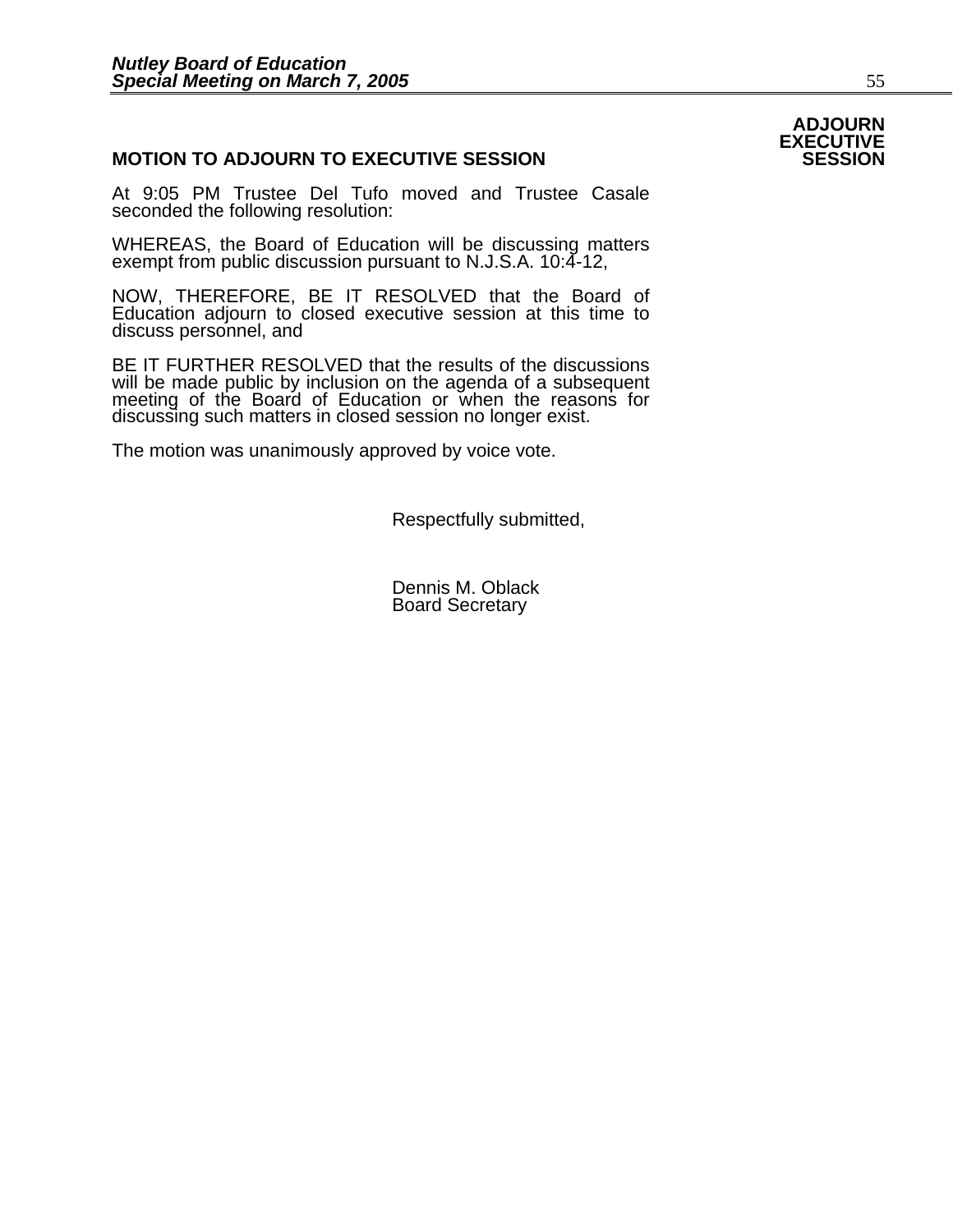**ADJOURN EXECUTIVE SESSION**

## MOTION TO ADJOURN TO EXECUTIVE SESSION

At 9:05 PM Trustee Del Tufo moved and Trustee Casale seconded the following resolution:

WHEREAS, the Board of Education will be discussing matters exempt from public discussion pursuant to N.J.S.A. 10:4-12,

NOW, THEREFORE, BE IT RESOLVED that the Board of Education adjourn to closed executive session at this time to discuss personnel, and

BE IT FURTHER RESOLVED that the results of the discussions will be made public by inclusion on the agenda of a subsequent meeting of the Board of Education or when the reasons for discussing such matters in closed session no longer exist.

The motion was unanimously approved by voice vote.

Respectfully submitted,

Dennis M. Oblack
Board Secretary